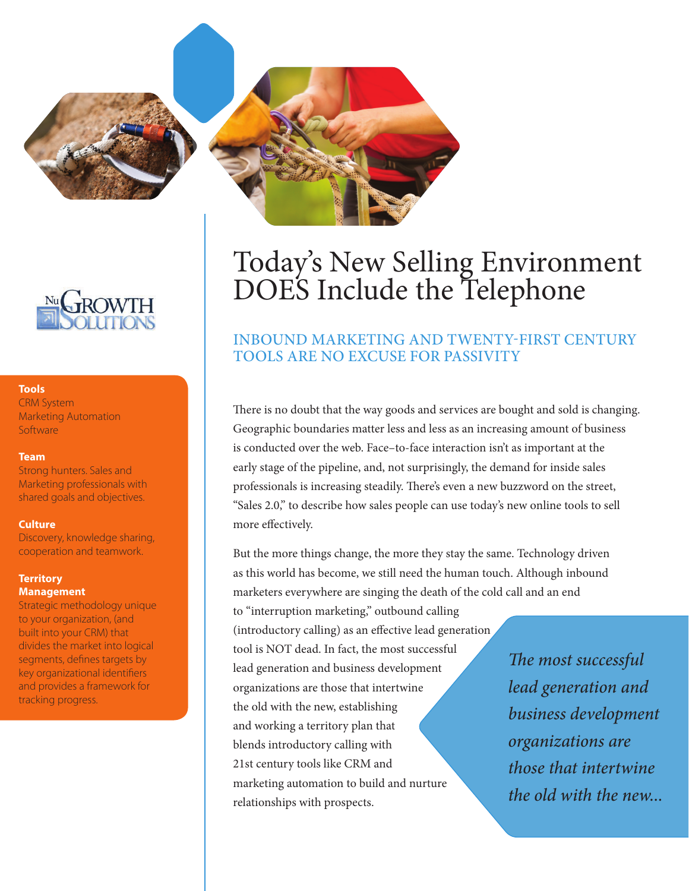# Today's New Selling Environment DOES Include the Telephone

## INBOUND MARKETING AND TWENTY-FIRST CENTURY TOOLS ARE NO EXCUSE FOR PASSIVITY

NuGrowth Solutions

**Tools**
CRM System
Marketing Automation Software

**Team**
Strong hunters. Sales and Marketing professionals with shared goals and objectives.

**Culture**
Discovery, knowledge sharing, cooperation and teamwork.

**Territory Management**
Strategic methodology unique to your organization, (and built into your CRM) that divides the market into logical segments, defines targets by key organizational identifiers and provides a framework for tracking progress.

There is no doubt that the way goods and services are bought and sold is changing. Geographic boundaries matter less and less as an increasing amount of business is conducted over the web. Face–to-face interaction isn't as important at the early stage of the pipeline, and, not surprisingly, the demand for inside sales professionals is increasing steadily. There's even a new buzzword on the street, "Sales 2.0," to describe how sales people can use today's new online tools to sell more effectively.

But the more things change, the more they stay the same. Technology driven as this world has become, we still need the human touch. Although inbound marketers everywhere are singing the death of the cold call and an end to "interruption marketing," outbound calling (introductory calling) as an effective lead generation tool is NOT dead. In fact, the most successful lead generation and business development organizations are those that intertwine the old with the new, establishing and working a territory plan that blends introductory calling with 21st century tools like CRM and marketing automation to build and nurture relationships with prospects.

*The most successful lead generation and business development organizations are those that intertwine the old with the new...*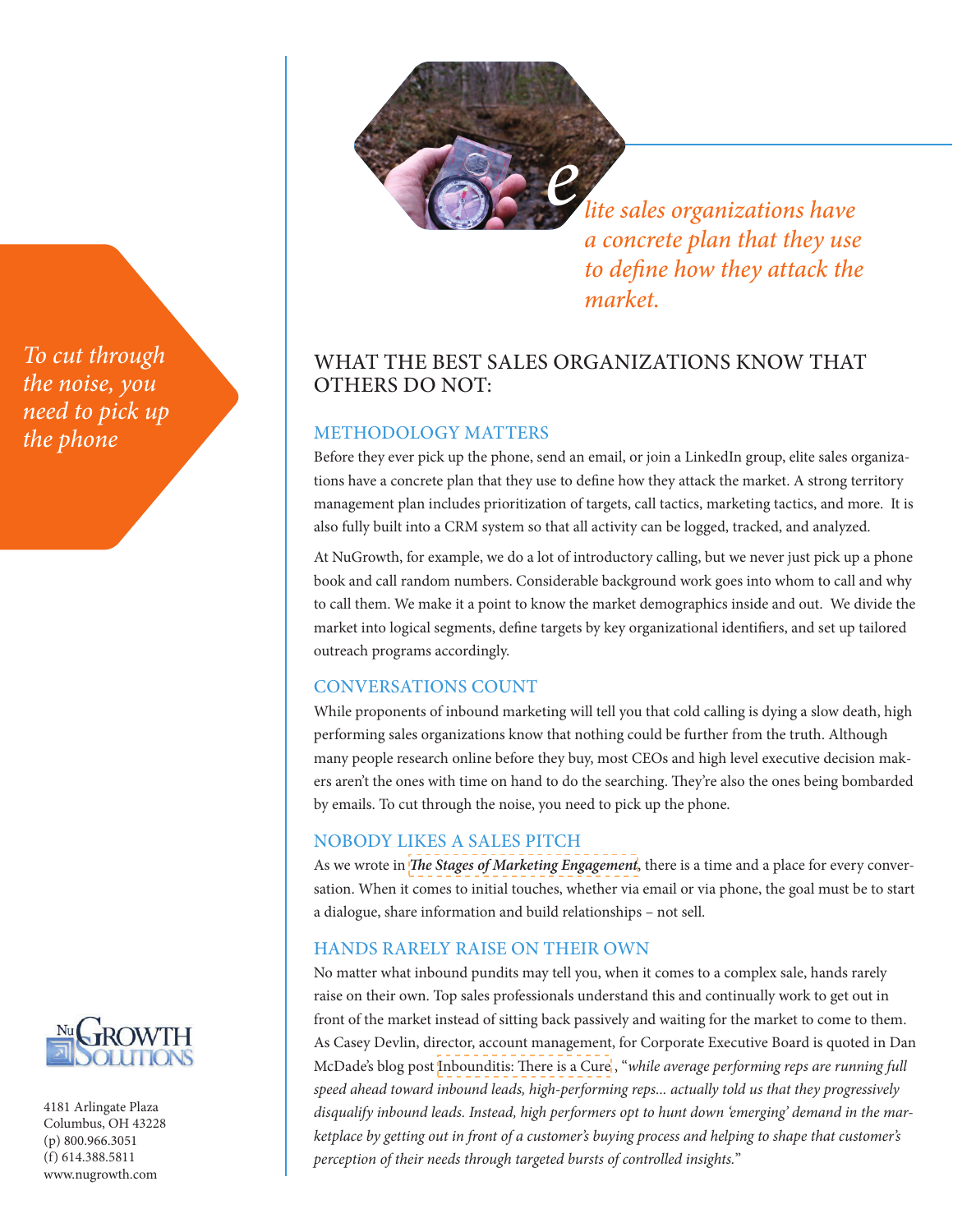*elite sales organizations have a concrete plan that they use to define how they attack the market.*

*To cut through the noise, you need to pick up the phone*

## WHAT THE BEST SALES ORGANIZATIONS KNOW THAT OTHERS DO NOT:

### METHODOLOGY MATTERS

Before they ever pick up the phone, send an email, or join a LinkedIn group, elite sales organizations have a concrete plan that they use to define how they attack the market. A strong territory management plan includes prioritization of targets, call tactics, marketing tactics, and more. It is also fully built into a CRM system so that all activity can be logged, tracked, and analyzed.

At NuGrowth, for example, we do a lot of introductory calling, but we never just pick up a phone book and call random numbers. Considerable background work goes into whom to call and why to call them. We make it a point to know the market demographics inside and out. We divide the market into logical segments, define targets by key organizational identifiers, and set up tailored outreach programs accordingly.

### CONVERSATIONS COUNT

While proponents of inbound marketing will tell you that cold calling is dying a slow death, high performing sales organizations know that nothing could be further from the truth. Although many people research online before they buy, most CEOs and high level executive decision makers aren't the ones with time on hand to do the searching. They're also the ones being bombarded by emails. To cut through the noise, you need to pick up the phone.

### NOBODY LIKES A SALES PITCH

As we wrote in ***The Stages of Marketing Engagement***, there is a time and a place for every conversation. When it comes to initial touches, whether via email or via phone, the goal must be to start a dialogue, share information and build relationships – not sell.

### HANDS RARELY RAISE ON THEIR OWN

No matter what inbound pundits may tell you, when it comes to a complex sale, hands rarely raise on their own. Top sales professionals understand this and continually work to get out in front of the market instead of sitting back passively and waiting for the market to come to them. As Casey Devlin, director, account management, for Corporate Executive Board is quoted in Dan McDade's blog post Inbounditis: There is a Cure, "*while average performing reps are running full speed ahead toward inbound leads, high-performing reps... actually told us that they progressively disqualify inbound leads. Instead, high performers opt to hunt down 'emerging' demand in the marketplace by getting out in front of a customer's buying process and helping to shape that customer's perception of their needs through targeted bursts of controlled insights.*"

NuGrowth Solutions

4181 Arlingate Plaza
Columbus, OH 43228
(p) 800.966.3051
(f) 614.388.5811
www.nugrowth.com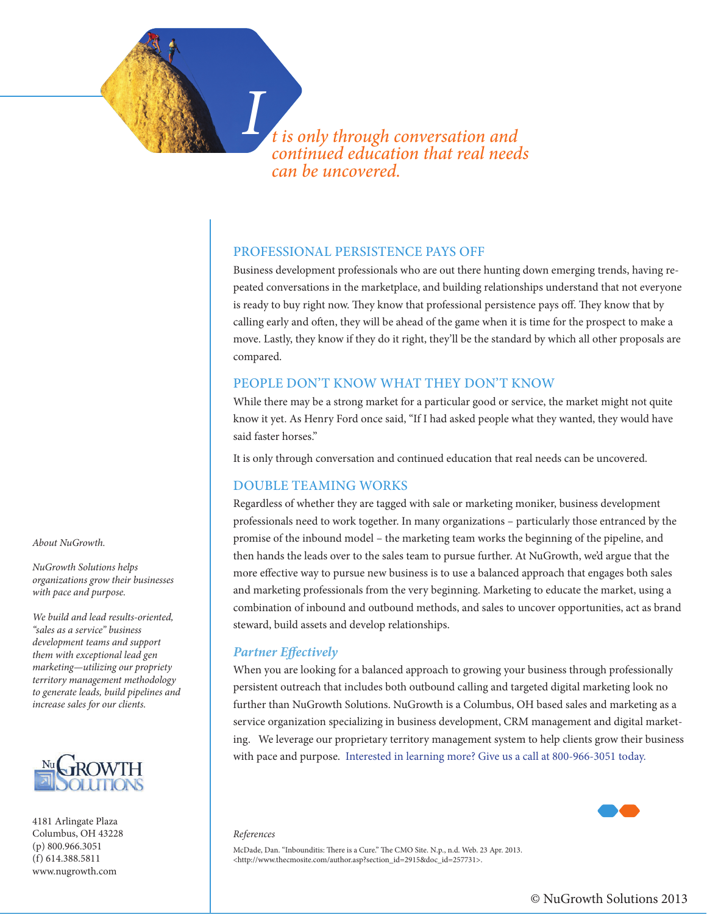*It is only through conversation and continued education that real needs can be uncovered.*

## PROFESSIONAL PERSISTENCE PAYS OFF

Business development professionals who are out there hunting down emerging trends, having repeated conversations in the marketplace, and building relationships understand that not everyone is ready to buy right now. They know that professional persistence pays off. They know that by calling early and often, they will be ahead of the game when it is time for the prospect to make a move. Lastly, they know if they do it right, they'll be the standard by which all other proposals are compared.

## PEOPLE DON'T KNOW WHAT THEY DON'T KNOW

While there may be a strong market for a particular good or service, the market might not quite know it yet. As Henry Ford once said, "If I had asked people what they wanted, they would have said faster horses."

It is only through conversation and continued education that real needs can be uncovered.

## DOUBLE TEAMING WORKS

Regardless of whether they are tagged with sale or marketing moniker, business development professionals need to work together. In many organizations – particularly those entranced by the promise of the inbound model – the marketing team works the beginning of the pipeline, and then hands the leads over to the sales team to pursue further. At NuGrowth, we'd argue that the more effective way to pursue new business is to use a balanced approach that engages both sales and marketing professionals from the very beginning. Marketing to educate the market, using a combination of inbound and outbound methods, and sales to uncover opportunities, act as brand steward, build assets and develop relationships.

### *Partner Effectively*

When you are looking for a balanced approach to growing your business through professionally persistent outreach that includes both outbound calling and targeted digital marketing look no further than NuGrowth Solutions. NuGrowth is a Columbus, OH based sales and marketing as a service organization specializing in business development, CRM management and digital marketing. We leverage our proprietary territory management system to help clients grow their business with pace and purpose. Interested in learning more? Give us a call at 800-966-3051 today.

*References*

McDade, Dan. "Inboundits: There is a Cure." The CMO Site. N.p., n.d. Web. 23 Apr. 2013. <http://www.thecmosite.com/author.asp?section_id=2915&doc_id=257731>.

*About NuGrowth.*

*NuGrowth Solutions helps organizations grow their businesses with pace and purpose.*

*We build and lead results-oriented, "sales as a service" business development teams and support them with exceptional lead gen marketing—utilizing our propriety territory management methodology to generate leads, build pipelines and increase sales for our clients.*

NuGrowth Solutions

4181 Arlingate Plaza
Columbus, OH 43228
(p) 800.966.3051
(f) 614.388.5811
www.nugrowth.com

© NuGrowth Solutions 2013